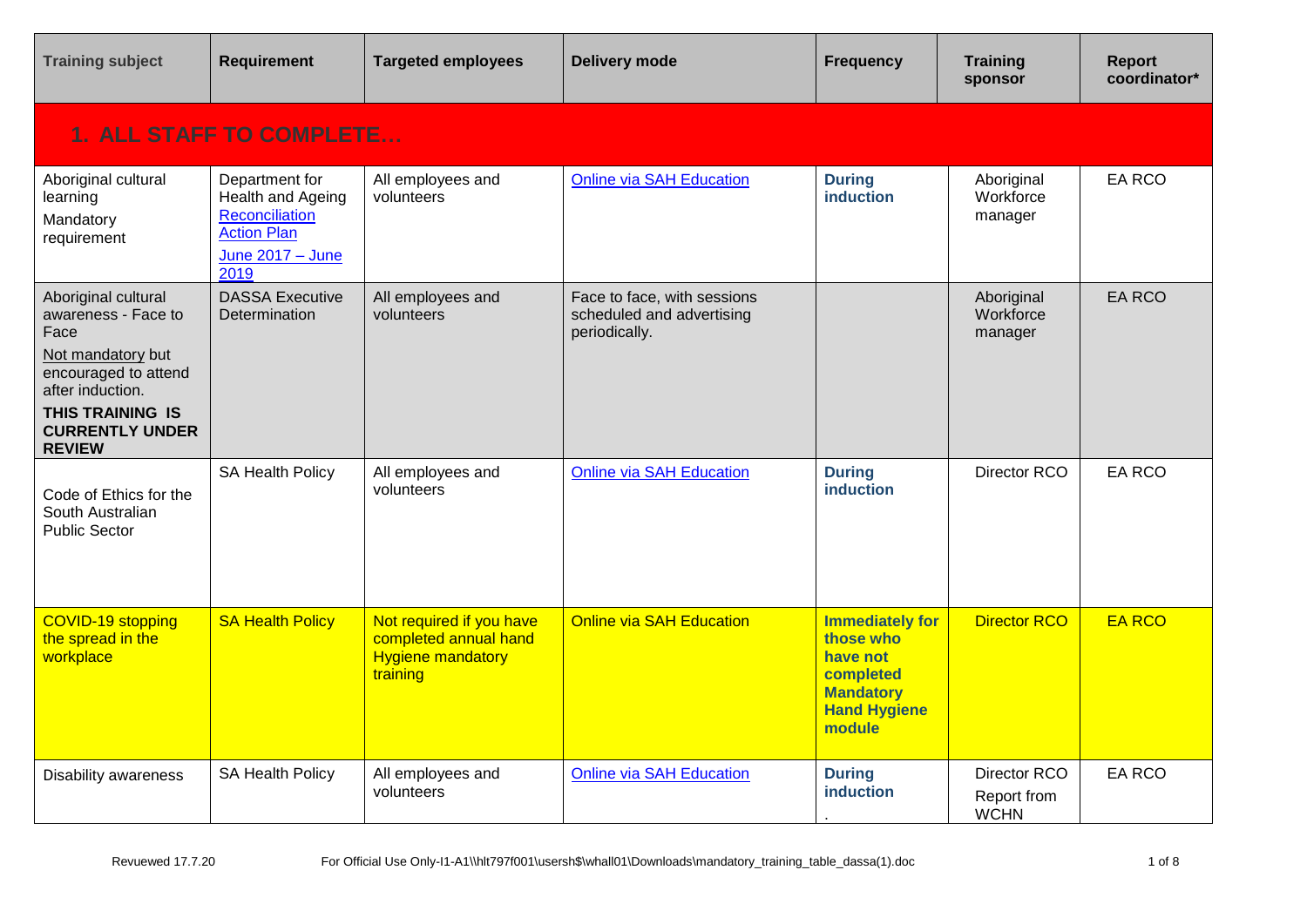| Training subject | Requirement | Targeted employees | Delivery mode | Frequency | Training sponsor | Report coordinator* |
|---|---|---|---|---|---|---|
| **1. ALL STAFF TO COMPLETE…** | | | | | | |
| Aboriginal cultural learning<br>Mandatory requirement | Department for Health and Ageing Reconciliation Action Plan<br>June 2017 – June 2019 | All employees and volunteers | Online via SAH Education | **During induction** | Aboriginal Workforce manager | EA RCO |
| Aboriginal cultural awareness - Face to Face<br>Not mandatory but encouraged to attend after induction.<br>**THIS TRAINING IS CURRENTLY UNDER REVIEW** | DASSA Executive Determination | All employees and volunteers | Face to face, with sessions scheduled and advertising periodically. | | Aboriginal Workforce manager | EA RCO |
| Code of Ethics for the South Australian Public Sector | SA Health Policy | All employees and volunteers | Online via SAH Education | **During induction** | Director RCO | EA RCO |
| COVID-19 stopping the spread in the workplace | SA Health Policy | Not required if you have completed annual hand Hygiene mandatory training | Online via SAH Education | **Immediately for those who have not completed Mandatory Hand Hygiene module** | Director RCO | EA RCO |
| Disability awareness | SA Health Policy | All employees and volunteers | Online via SAH Education | **During induction**<br>. | Director RCO<br>Report from WCHN | EA RCO |

Revuewed 17.7.20

For Official Use Only-I1-A1\\hlt797f001\usersh$\whall01\Downloads\mandatory_training_table_dassa(1).doc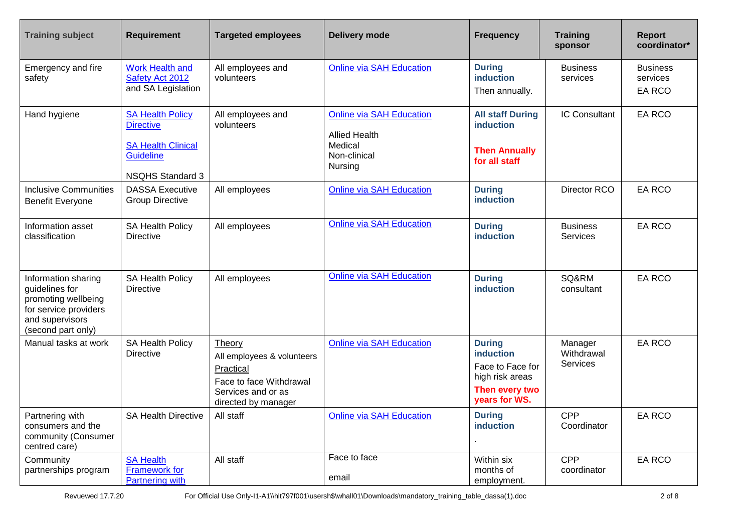| Training subject | Requirement | Targeted employees | Delivery mode | Frequency | Training sponsor | Report coordinator* |
|---|---|---|---|---|---|---|
| Emergency and fire safety | Work Health and Safety Act 2012 and SA Legislation | All employees and volunteers | Online via SAH Education | **During induction** Then annually. | Business services | Business services EA RCO |
| Hand hygiene | SA Health Policy Directive SA Health Clinical Guideline NSQHS Standard 3 | All employees and volunteers | Online via SAH Education Allied Health Medical Non-clinical Nursing | **All staff During induction** **Then Annually for all staff** | IC Consultant | EA RCO |
| Inclusive Communities Benefit Everyone | DASSA Executive Group Directive | All employees | Online via SAH Education | **During induction** | Director RCO | EA RCO |
| Information asset classification | SA Health Policy Directive | All employees | Online via SAH Education | **During induction** | Business Services | EA RCO |
| Information sharing guidelines for promoting wellbeing for service providers and supervisors (second part only) | SA Health Policy Directive | All employees | Online via SAH Education | **During induction** | SQ&RM consultant | EA RCO |
| Manual tasks at work | SA Health Policy Directive | Theory All employees & volunteers Practical Face to face Withdrawal Services and or as directed by manager | Online via SAH Education | **During induction** Face to Face for high risk areas **Then every two years for WS.** | Manager Withdrawal Services | EA RCO |
| Partnering with consumers and the community (Consumer centred care) | SA Health Directive | All staff | Online via SAH Education | **During induction** . | CPP Coordinator | EA RCO |
| Community partnerships program | SA Health Framework for Partnering with | All staff | Face to face email | Within six months of employment. | CPP coordinator | EA RCO |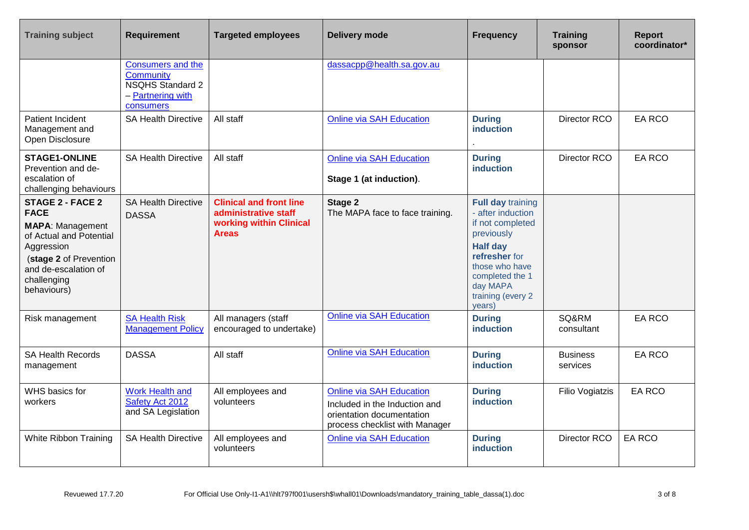| Training subject | Requirement | Targeted employees | Delivery mode | Frequency | Training sponsor | Report coordinator* |
|---|---|---|---|---|---|---|
| | Consumers and the Community NSQHS Standard 2 – Partnering with consumers | | dassacpp@health.sa.gov.au | | | |
| Patient Incident Management and Open Disclosure | SA Health Directive | All staff | Online via SAH Education | **During induction** . | Director RCO | EA RCO |
| **STAGE1-ONLINE** Prevention and de-escalation of challenging behaviours | SA Health Directive | All staff | Online via SAH Education<br><br>**Stage 1 (at induction)**. | **During induction** | Director RCO | EA RCO |
| **STAGE 2 - FACE 2 FACE**<br>**MAPA**: Management of Actual and Potential Aggression<br>(**stage 2** of Prevention and de-escalation of challenging behaviours) | SA Health Directive<br>DASSA | **Clinical and front line administrative staff working within Clinical Areas** | **Stage 2**<br>The MAPA face to face training. | **Full day** training - after induction if not completed previously<br>**Half day refresher** for those who have completed the 1 day MAPA training (every 2 years) | | |
| Risk management | SA Health Risk Management Policy | All managers (staff encouraged to undertake) | Online via SAH Education | **During induction** | SQ&RM consultant | EA RCO |
| SA Health Records management | DASSA | All staff | Online via SAH Education | **During induction** | Business services | EA RCO |
| WHS basics for workers | Work Health and Safety Act 2012 and SA Legislation | All employees and volunteers | Online via SAH Education<br>Included in the Induction and orientation documentation process checklist with Manager | **During induction** | Filio Vogiatzis | EA RCO |
| White Ribbon Training | SA Health Directive | All employees and volunteers | Online via SAH Education | **During induction** | Director RCO | EA RCO |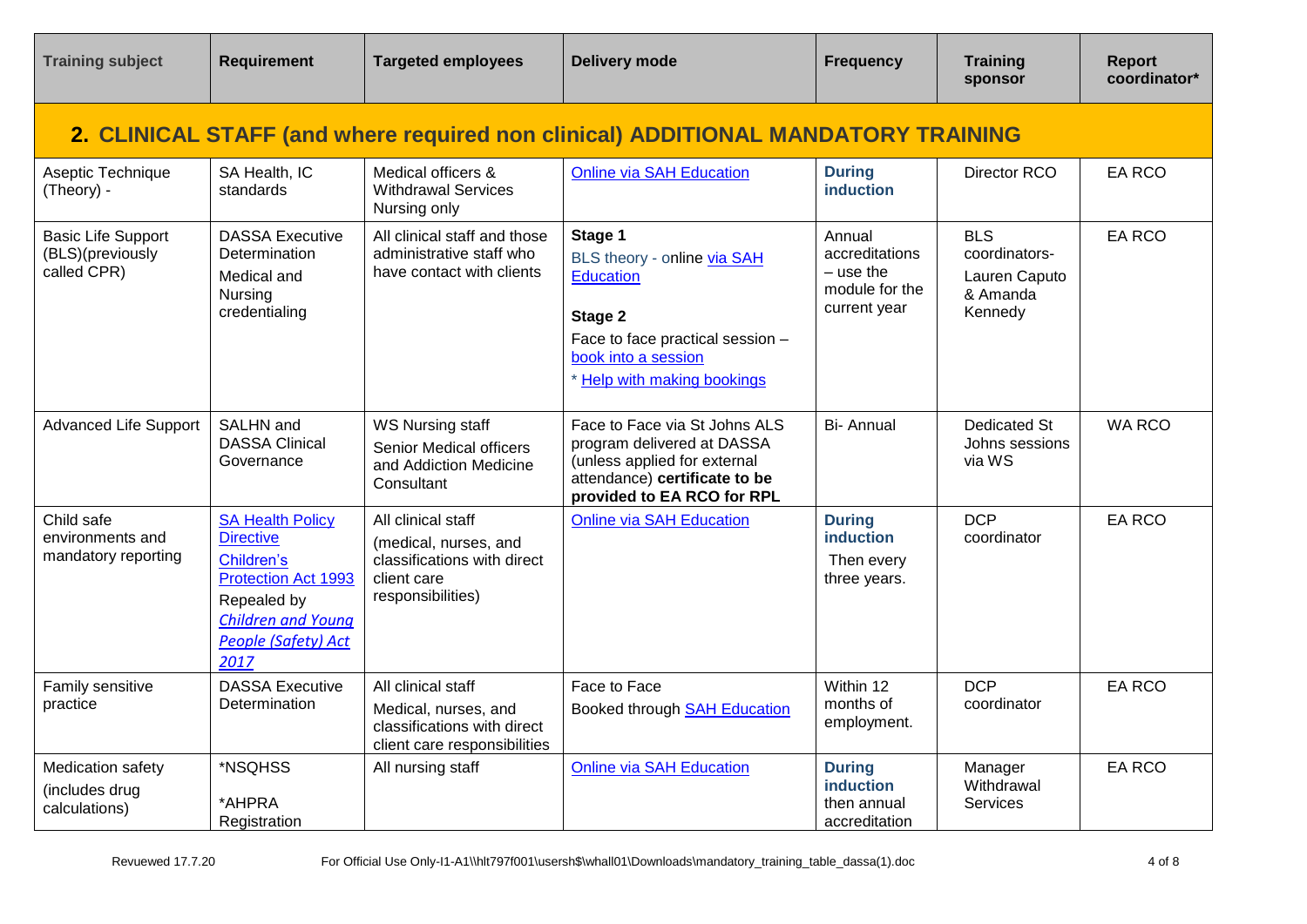| Training subject | Requirement | Targeted employees | Delivery mode | Frequency | Training sponsor | Report coordinator* |
|---|---|---|---|---|---|---|
| **2. CLINICAL STAFF (and where required non clinical) ADDITIONAL MANDATORY TRAINING** | | | | | | |
| Aseptic Technique (Theory) - | SA Health, IC standards | Medical officers & Withdrawal Services Nursing only | Online via SAH Education | **During induction** | Director RCO | EA RCO |
| Basic Life Support (BLS)(previously called CPR) | DASSA Executive Determination<br>Medical and Nursing credentialing | All clinical staff and those administrative staff who have contact with clients | **Stage 1**<br>BLS theory - online via SAH Education<br>**Stage 2**<br>Face to face practical session – book into a session<br>* Help with making bookings | Annual accreditations – use the module for the current year | BLS coordinators- Lauren Caputo & Amanda Kennedy | EA RCO |
| Advanced Life Support | SALHN and DASSA Clinical Governance | WS Nursing staff<br>Senior Medical officers and Addiction Medicine Consultant | Face to Face via St Johns ALS program delivered at DASSA (unless applied for external attendance) **certificate to be provided to EA RCO for RPL** | Bi- Annual | Dedicated St Johns sessions via WS | WA RCO |
| Child safe environments and mandatory reporting | SA Health Policy Directive<br>Children's Protection Act 1993<br>Repealed by *Children and Young People (Safety) Act 2017* | All clinical staff<br>(medical, nurses, and classifications with direct client care responsibilities) | Online via SAH Education | **During induction**<br>Then every three years. | DCP coordinator | EA RCO |
| Family sensitive practice | DASSA Executive Determination | All clinical staff<br>Medical, nurses, and classifications with direct client care responsibilities | Face to Face<br>Booked through SAH Education | Within 12 months of employment. | DCP coordinator | EA RCO |
| Medication safety (includes drug calculations) | *NSQHSS<br>*AHPRA Registration | All nursing staff | Online via SAH Education | **During induction** then annual accreditation | Manager Withdrawal Services | EA RCO |

Revuewed 17.7.20 For Official Use Only-I1-A1\\hlt797f001\usersh$\whall01\Downloads\mandatory_training_table_dassa(1).doc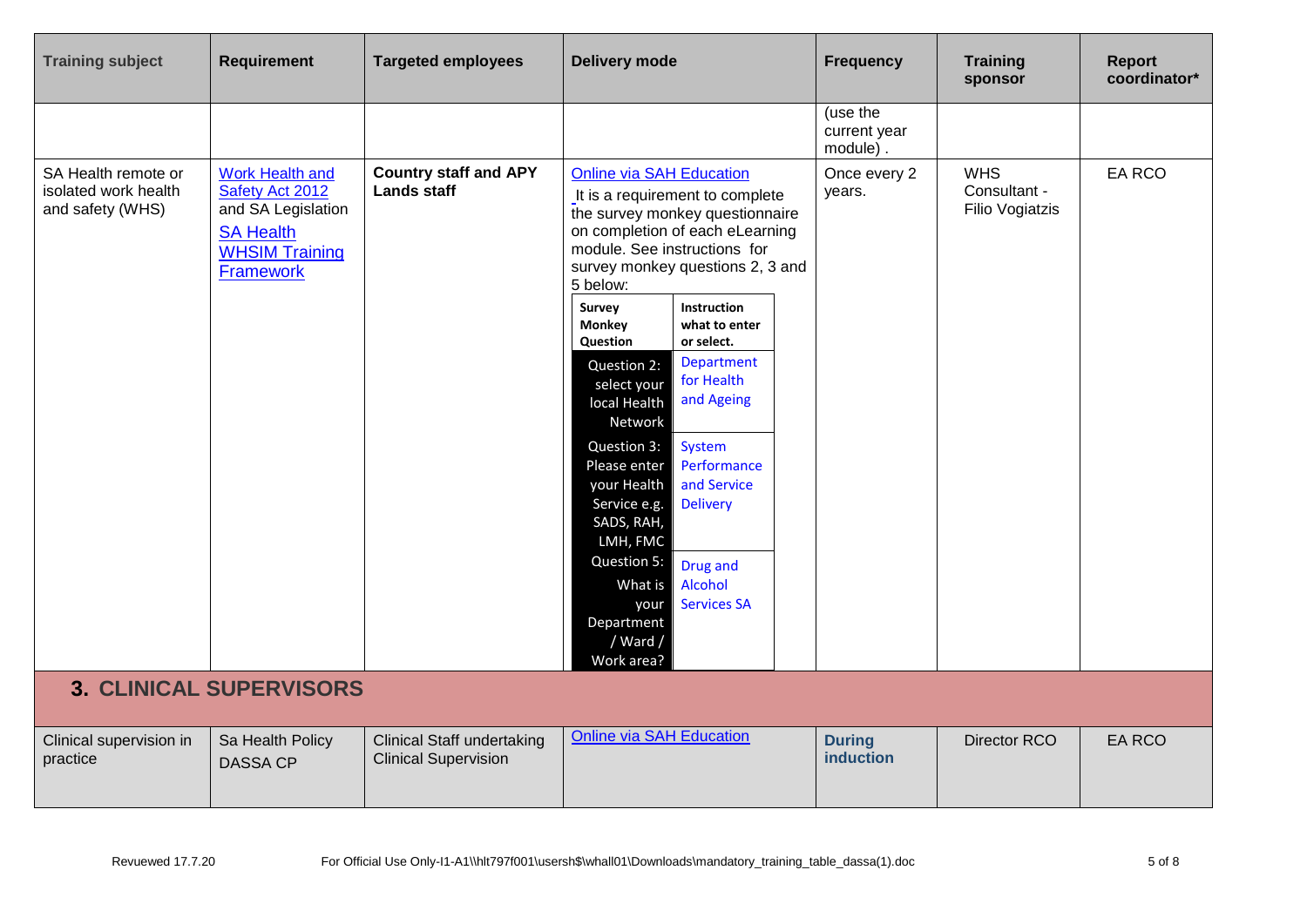| Training subject | Requirement | Targeted employees | Delivery mode | Frequency | Training sponsor | Report coordinator* |
|---|---|---|---|---|---|---|
| | | | | (use the current year module) . | | |
| SA Health remote or isolated work health and safety (WHS) | Work Health and Safety Act 2012 and SA Legislation<br>SA Health WHSIM Training Framework | **Country staff and APY Lands staff** | Online via SAH Education<br>It is a requirement to complete the survey monkey questionnaire on completion of each eLearning module. See instructions for survey monkey questions 2, 3 and 5 below:<br>**Survey Monkey Question** / **Instruction what to enter or select.**<br>Question 2: select your local Health Network — Department for Health and Ageing<br>Question 3: Please enter your Health Service e.g. SADS, RAH, LMH, FMC — System Performance and Service Delivery<br>Question 5: What is your Department / Ward / Work area? — Drug and Alcohol Services SA | Once every 2 years. | WHS Consultant - Filio Vogiatzis | EA RCO |
| **3. CLINICAL SUPERVISORS** | | | | | | |
| Clinical supervision in practice | Sa Health Policy<br>DASSA CP | Clinical Staff undertaking Clinical Supervision | Online via SAH Education | **During induction** | Director RCO | EA RCO |

Revuewed 17.7.20 For Official Use Only-I1-A1\\hlt797f001\usersh$\whall01\Downloads\mandatory_training_table_dassa(1).doc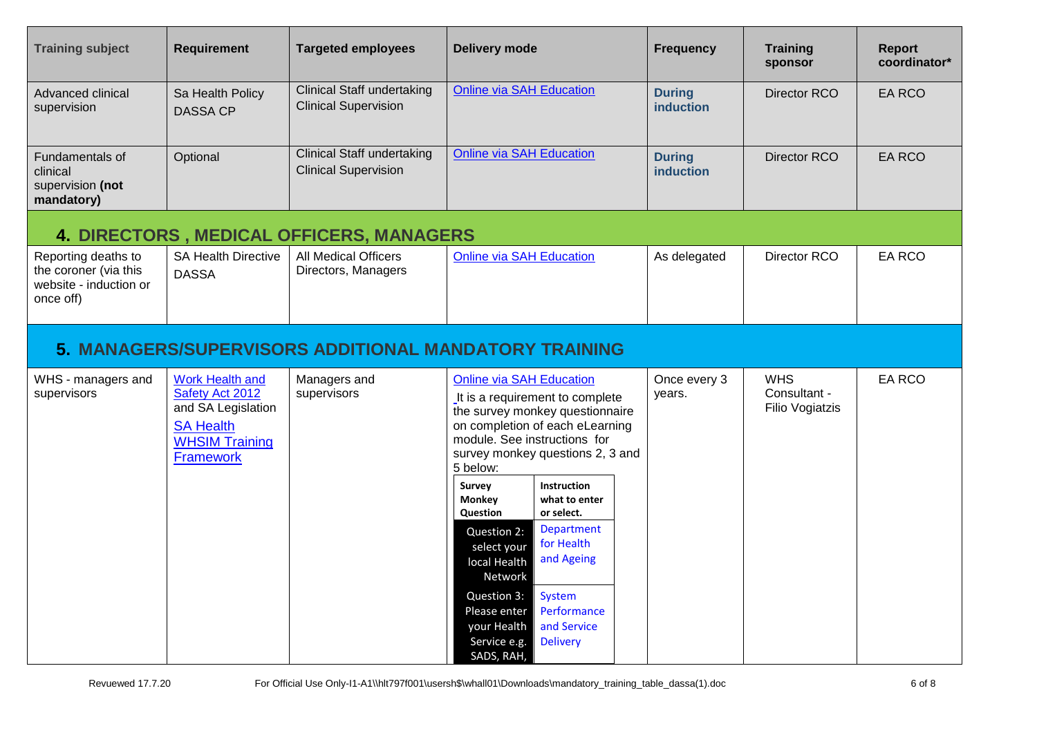| Training subject | Requirement | Targeted employees | Delivery mode | Frequency | Training sponsor | Report coordinator* |
|---|---|---|---|---|---|---|
| Advanced clinical supervision | Sa Health Policy DASSA CP | Clinical Staff undertaking Clinical Supervision | Online via SAH Education | **During induction** | Director RCO | EA RCO |
| Fundamentals of clinical supervision **(not mandatory)** | Optional | Clinical Staff undertaking Clinical Supervision | Online via SAH Education | **During induction** | Director RCO | EA RCO |

## 4. DIRECTORS , MEDICAL OFFICERS, MANAGERS

| Training subject | Requirement | Targeted employees | Delivery mode | Frequency | Training sponsor | Report coordinator* |
|---|---|---|---|---|---|---|
| Reporting deaths to the coroner (via this website - induction or once off) | SA Health Directive DASSA | All Medical Officers Directors, Managers | Online via SAH Education | As delegated | Director RCO | EA RCO |

## 5. MANAGERS/SUPERVISORS ADDITIONAL MANDATORY TRAINING

| Training subject | Requirement | Targeted employees | Delivery mode | Frequency | Training sponsor | Report coordinator* |
|---|---|---|---|---|---|---|
| WHS - managers and supervisors | Work Health and Safety Act 2012 and SA Legislation SA Health WHSIM Training Framework | Managers and supervisors | Online via SAH Education<br>It is a requirement to complete the survey monkey questionnaire on completion of each eLearning module. See instructions for survey monkey questions 2, 3 and 5 below:<br>**Survey Monkey Question** / **Instruction what to enter or select.**<br>Question 2: select your local Health Network — Department for Health and Ageing<br>Question 3: Please enter your Health Service e.g. SADS, RAH, — System Performance and Service Delivery | Once every 3 years. | WHS Consultant - Filio Vogiatzis | EA RCO |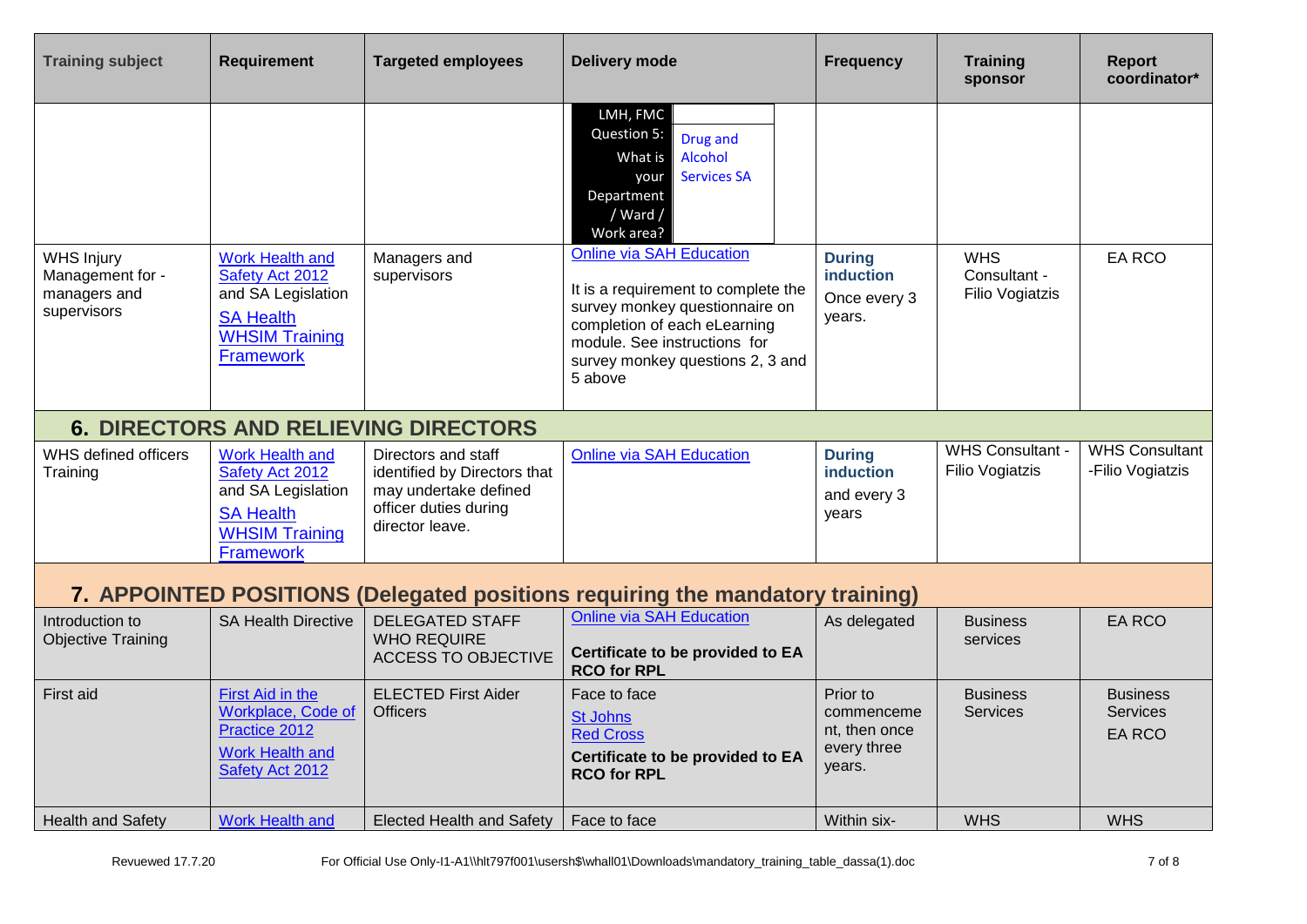| Training subject | Requirement | Targeted employees | Delivery mode | Frequency | Training sponsor | Report coordinator* |
|---|---|---|---|---|---|---|
| | | | LMH, FMC Question 5: What is your Department / Ward / Work area? Drug and Alcohol Services SA | | | |
| WHS Injury Management for - managers and supervisors | Work Health and Safety Act 2012 and SA Legislation SA Health WHSIM Training Framework | Managers and supervisors | Online via SAH Education It is a requirement to complete the survey monkey questionnaire on completion of each eLearning module. See instructions for survey monkey questions 2, 3 and 5 above | **During induction** Once every 3 years. | WHS Consultant - Filio Vogiatzis | EA RCO |
| **6. DIRECTORS AND RELIEVING DIRECTORS** | | | | | | |
| WHS defined officers Training | Work Health and Safety Act 2012 and SA Legislation SA Health WHSIM Training Framework | Directors and staff identified by Directors that may undertake defined officer duties during director leave. | Online via SAH Education | **During induction** and every 3 years | WHS Consultant - Filio Vogiatzis | WHS Consultant -Filio Vogiatzis |
| **7. APPOINTED POSITIONS (Delegated positions requiring the mandatory training)** | | | | | | |
| Introduction to Objective Training | SA Health Directive | DELEGATED STAFF WHO REQUIRE ACCESS TO OBJECTIVE | Online via SAH Education **Certificate to be provided to EA RCO for RPL** | As delegated | Business services | EA RCO |
| First aid | First Aid in the Workplace, Code of Practice 2012 Work Health and Safety Act 2012 | ELECTED First Aider Officers | Face to face St Johns Red Cross **Certificate to be provided to EA RCO for RPL** | Prior to commenceme nt, then once every three years. | Business Services | Business Services EA RCO |
| Health and Safety | Work Health and | Elected Health and Safety | Face to face | Within six- | WHS | WHS |

Revuewed 17.7.20 For Official Use Only-I1-A1\\hlt797f001\usersh$\whall01\Downloads\mandatory_training_table_dassa(1).doc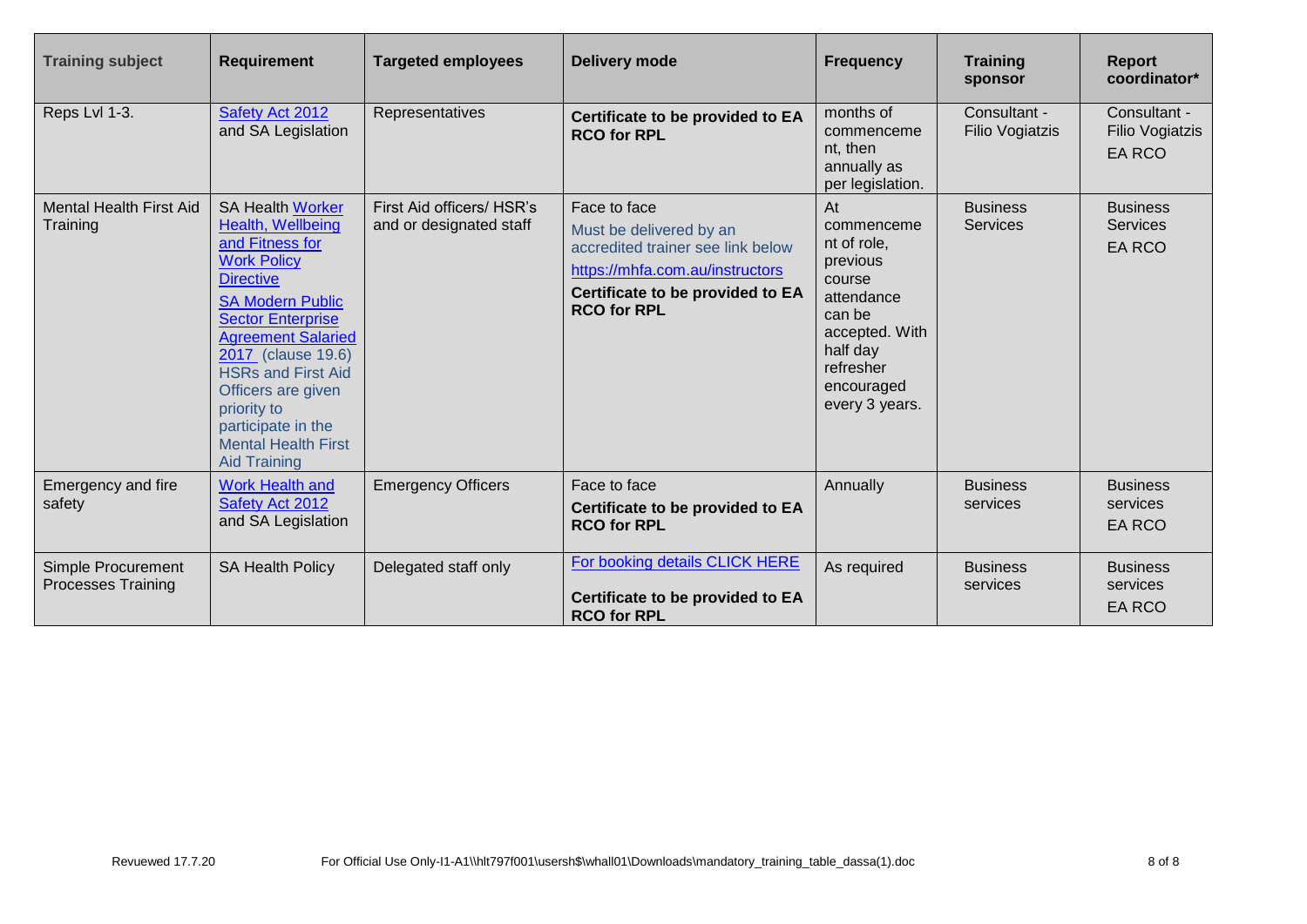| Training subject | Requirement | Targeted employees | Delivery mode | Frequency | Training sponsor | Report coordinator* |
|---|---|---|---|---|---|---|
| Reps Lvl 1-3. | Safety Act 2012 and SA Legislation | Representatives | **Certificate to be provided to EA RCO for RPL** | months of commencement, then annually as per legislation. | Consultant - Filio Vogiatzis | Consultant - Filio Vogiatzis EA RCO |
| Mental Health First Aid Training | SA Health Worker Health, Wellbeing and Fitness for Work Policy Directive SA Modern Public Sector Enterprise Agreement Salaried 2017 (clause 19.6) HSRs and First Aid Officers are given priority to participate in the Mental Health First Aid Training | First Aid officers/ HSR's and or designated staff | Face to face Must be delivered by an accredited trainer see link below https://mhfa.com.au/instructors **Certificate to be provided to EA RCO for RPL** | At commencement of role, previous course attendance can be accepted. With half day refresher encouraged every 3 years. | Business Services | Business Services EA RCO |
| Emergency and fire safety | Work Health and Safety Act 2012 and SA Legislation | Emergency Officers | Face to face **Certificate to be provided to EA RCO for RPL** | Annually | Business services | Business services EA RCO |
| Simple Procurement Processes Training | SA Health Policy | Delegated staff only | For booking details CLICK HERE **Certificate to be provided to EA RCO for RPL** | As required | Business services | Business services EA RCO |

Revuewed 17.7.20 For Official Use Only-I1-A1\\hlt797f001\usersh$\whall01\Downloads\mandatory_training_table_dassa(1).doc